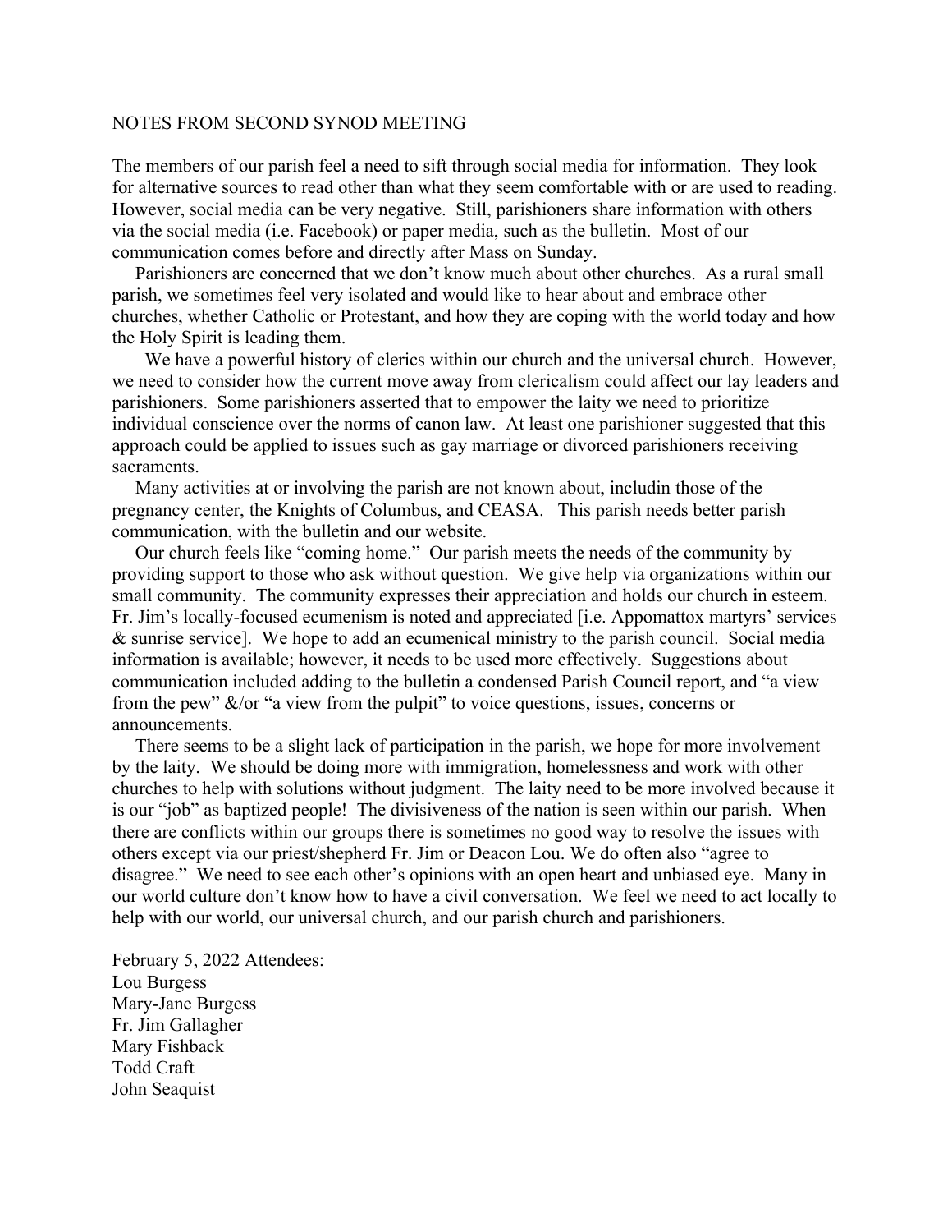NOTES FROM SECOND SYNOD MEETING

The members of our parish feel a need to sift through social media for information. They look for alternative sources to read other than what they seem comfortable with or are used to reading. However, social media can be very negative. Still, parishioners share information with others via the social media (i.e. Facebook) or paper media, such as the bulletin. Most of our communication comes before and directly after Mass on Sunday.

Parishioners are concerned that we don't know much about other churches. As a rural small parish, we sometimes feel very isolated and would like to hear about and embrace other churches, whether Catholic or Protestant, and how they are coping with the world today and how the Holy Spirit is leading them.

We have a powerful history of clerics within our church and the universal church. However, we need to consider how the current move away from clericalism could affect our lay leaders and parishioners. Some parishioners asserted that to empower the laity we need to prioritize individual conscience over the norms of canon law. At least one parishioner suggested that this approach could be applied to issues such as gay marriage or divorced parishioners receiving sacraments.

Many activities at or involving the parish are not known about, includin those of the pregnancy center, the Knights of Columbus, and CEASA. This parish needs better parish communication, with the bulletin and our website.

Our church feels like "coming home." Our parish meets the needs of the community by providing support to those who ask without question. We give help via organizations within our small community. The community expresses their appreciation and holds our church in esteem. Fr. Jim's locally-focused ecumenism is noted and appreciated [i.e. Appomattox martyrs' services & sunrise service]. We hope to add an ecumenical ministry to the parish council. Social media information is available; however, it needs to be used more effectively. Suggestions about communication included adding to the bulletin a condensed Parish Council report, and "a view from the pew" &/or "a view from the pulpit" to voice questions, issues, concerns or announcements.

There seems to be a slight lack of participation in the parish, we hope for more involvement by the laity. We should be doing more with immigration, homelessness and work with other churches to help with solutions without judgment. The laity need to be more involved because it is our "job" as baptized people! The divisiveness of the nation is seen within our parish. When there are conflicts within our groups there is sometimes no good way to resolve the issues with others except via our priest/shepherd Fr. Jim or Deacon Lou. We do often also "agree to disagree." We need to see each other's opinions with an open heart and unbiased eye. Many in our world culture don't know how to have a civil conversation. We feel we need to act locally to help with our world, our universal church, and our parish church and parishioners.

February 5, 2022 Attendees:
Lou Burgess
Mary-Jane Burgess
Fr. Jim Gallagher
Mary Fishback
Todd Craft
John Seaquist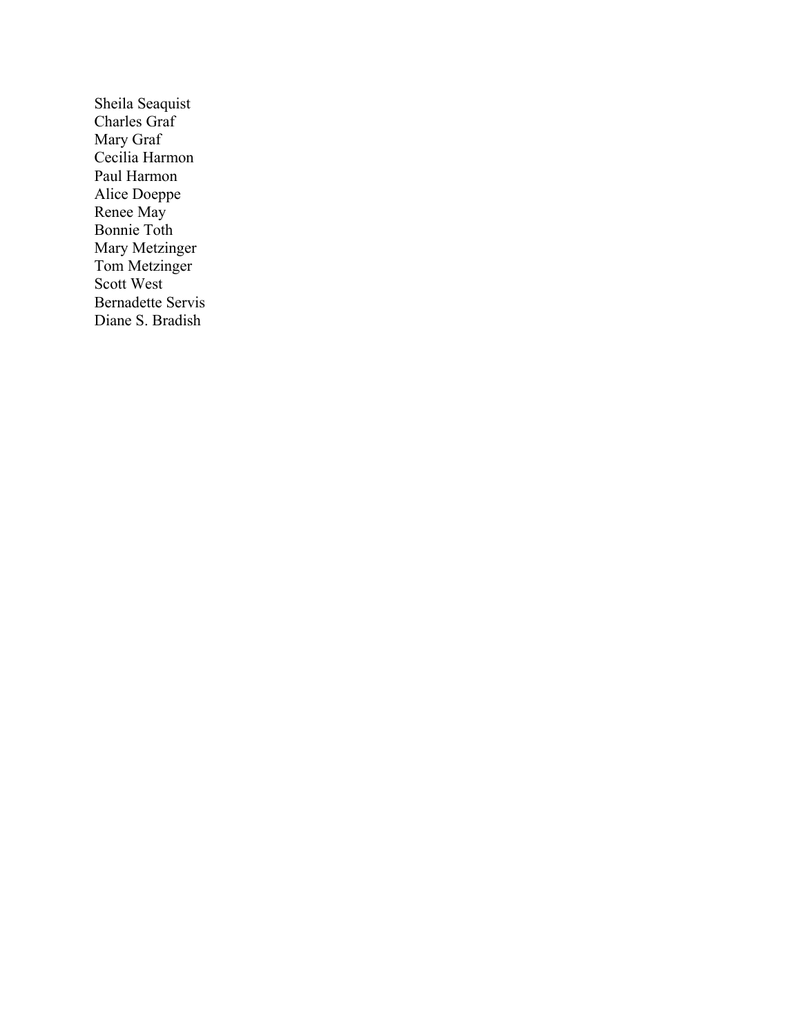Sheila Seaquist
Charles Graf
Mary Graf
Cecilia Harmon
Paul Harmon
Alice Doeppe
Renee May
Bonnie Toth
Mary Metzinger
Tom Metzinger
Scott West
Bernadette Servis
Diane S. Bradish